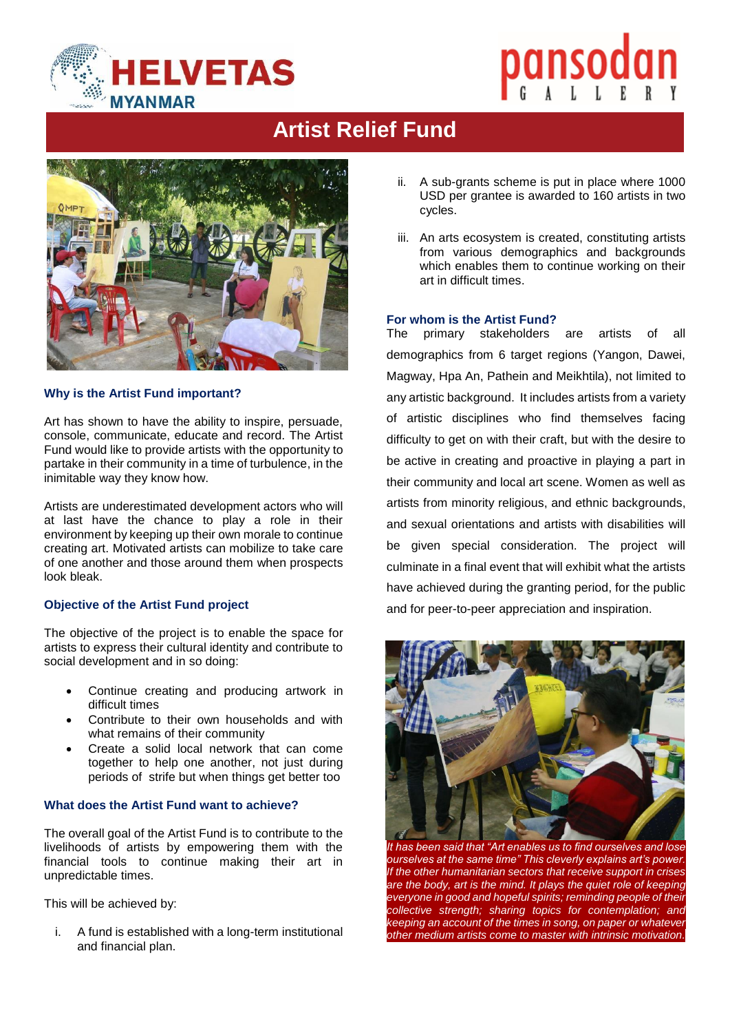# Artist Relief Fund

### Why is the Artist Fund important?

Art has shown to have the ability to inspire, persuade, console, communicate, educate and record. The Artist Fund would like to provide artists with the opportunity to partake in their community in a time of turbulence, in the inimitable way they know how.

Artists are underestimated development actors who will at last have the chance to play a role in their environment by keeping up their own morale to continue creating art. Motivated artists can mobilize to take care of one another and those around them when prospects look bleak.

### Objective of the Artist Fund project

The objective of the project is to enable the space for artists to express their cultural identity and contribute to social development and in so doing:

- Continue creating and producing artwork in difficult times
- Contribute to their own households and with what remains of their community
- Create a solid local network that can come together to help one another, not just during periods of strife but when things get better too

### What does the Artist Fund want to achieve?

The overall goal of the Artist Fund is to contribute to the livelihoods of artists by empowering them with the financial tools to continue making their art in unpredictable times.

This will be achieved by:

i. A fund is established with a long-term institutional and financial plan.

ii. A sub-grants scheme is put in place where 1000 USD per grantee is awarded to 160 artists in two cycles.

iii. An arts ecosystem is created, constituting artists from various demographics and backgrounds which enables them to continue working on their art in difficult times.

### For whom is the Artist Fund?

The primary stakeholders are artists of all demographics from 6 target regions (Yangon, Dawei, Magway, Hpa An, Pathein and Meikhtila), not limited to any artistic background. It includes artists from a variety of artistic disciplines who find themselves facing difficulty to get on with their craft, but with the desire to be active in creating and proactive in playing a part in their community and local art scene. Women as well as artists from minority religious, and ethnic backgrounds, and sexual orientations and artists with disabilities will be given special consideration. The project will culminate in a final event that will exhibit what the artists have achieved during the granting period, for the public and for peer-to-peer appreciation and inspiration.

*It has been said that "Art enables us to find ourselves and lose ourselves at the same time" This cleverly explains art's power. If the other humanitarian sectors that receive support in crises are the body, art is the mind. It plays the quiet role of keeping everyone in good and hopeful spirits; reminding people of their collective strength; sharing topics for contemplation; and keeping an account of the times in song, on paper or whatever other medium artists come to master with intrinsic motivation.*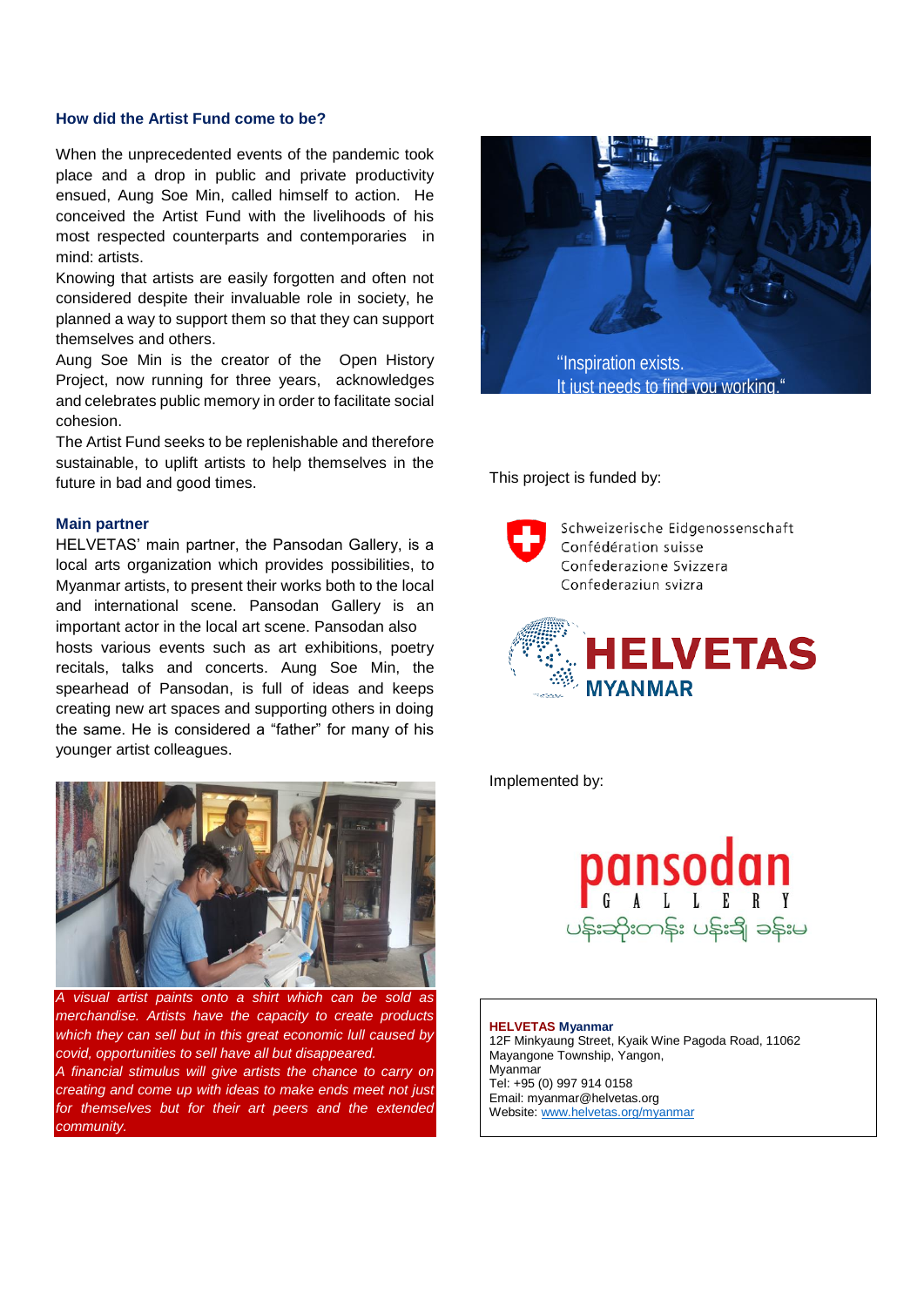### How did the Artist Fund come to be?

When the unprecedented events of the pandemic took place and a drop in public and private productivity ensued, Aung Soe Min, called himself to action. He conceived the Artist Fund with the livelihoods of his most respected counterparts and contemporaries in mind: artists.

Knowing that artists are easily forgotten and often not considered despite their invaluable role in society, he planned a way to support them so that they can support themselves and others.

Aung Soe Min is the creator of the Open History Project, now running for three years, acknowledges and celebrates public memory in order to facilitate social cohesion.

The Artist Fund seeks to be replenishable and therefore sustainable, to uplift artists to help themselves in the future in bad and good times.

### Main partner

HELVETAS' main partner, the Pansodan Gallery, is a local arts organization which provides possibilities, to Myanmar artists, to present their works both to the local and international scene. Pansodan Gallery is an important actor in the local art scene. Pansodan also hosts various events such as art exhibitions, poetry recitals, talks and concerts. Aung Soe Min, the spearhead of Pansodan, is full of ideas and keeps creating new art spaces and supporting others in doing the same. He is considered a "father" for many of his younger artist colleagues.

*A visual artist paints onto a shirt which can be sold as merchandise. Artists have the capacity to create products which they can sell but in this great economic lull caused by covid, opportunities to sell have all but disappeared.*

*A financial stimulus will give artists the chance to carry on creating and come up with ideas to make ends meet not just for themselves but for their art peers and the extended community.*

"Inspiration exists.
It just needs to find you working."

This project is funded by:

Schweizerische Eidgenossenschaft
Confédération suisse
Confederazione Svizzera
Confederaziun svizra

HELVETAS
MYANMAR

Implemented by:

pansodan
GALLERY
ပန်းဆိုးတန်း ပန်းချီ ခန်းမ

**HELVETAS Myanmar**
12F Minkyaung Street, Kyaik Wine Pagoda Road, 11062
Mayangone Township, Yangon,
Myanmar
Tel: +95 (0) 997 914 0158
Email: myanmar@helvetas.org
Website: www.helvetas.org/myanmar